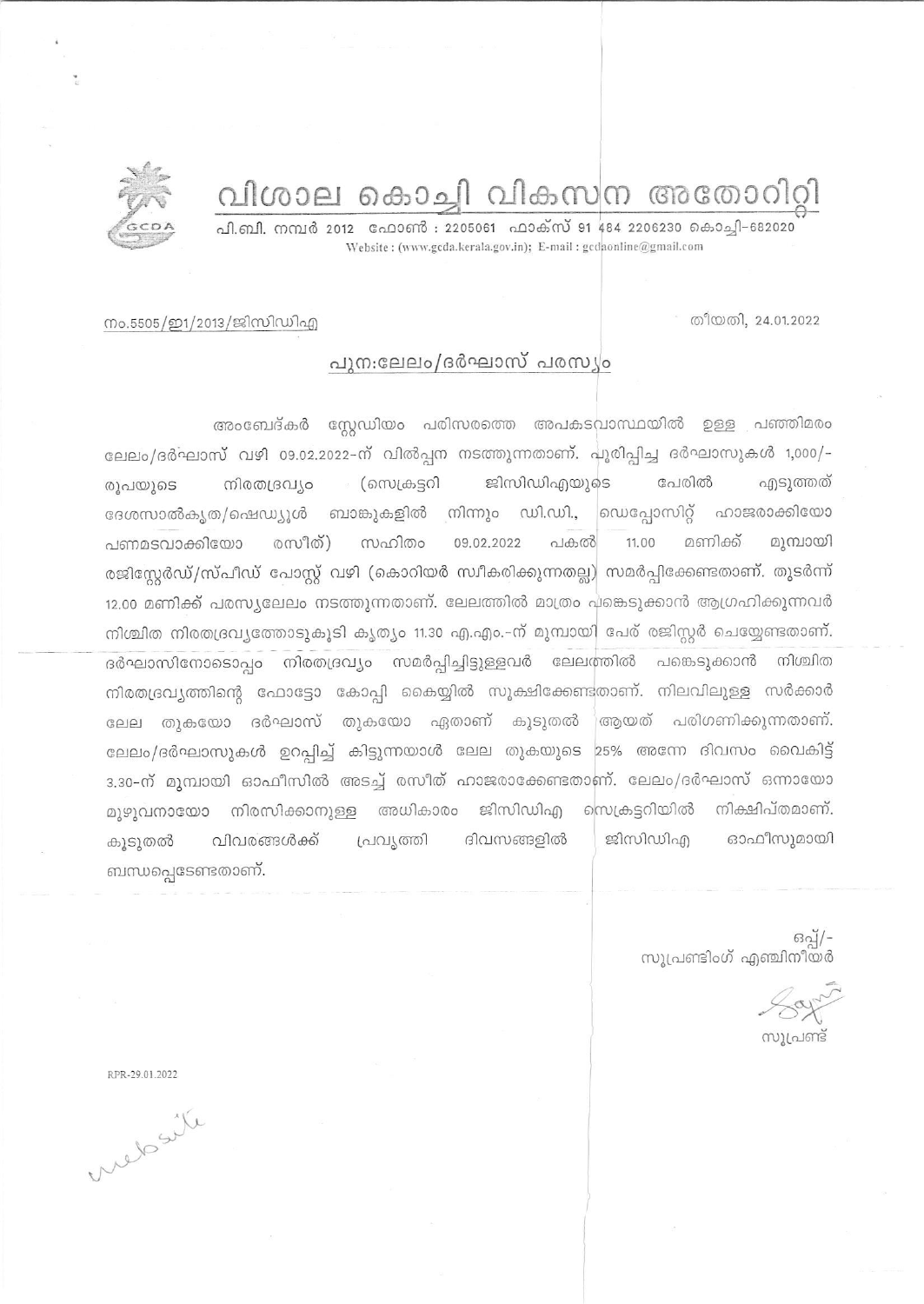# വിശാല കൊച്ചി വികസന അതോറിറ്റി

പി.ബി. നമ്പർ 2012 ഫോൺ : 2205061 ഫാക്സ് 91 484 2206230 കൊച്ചി-682020
Website : (www.gcda.kerala.gov.in); E-mail : gcdaonline@gmail.com

നം.5505/ഇ1/2013/ജിസിഡിഎ

തീയതി, 24.01.2022

## പുന:ലേലം/ദർഘാസ് പരസ്യം

അംബേദ്കർ സ്റ്റേഡിയം പരിസരത്തെ അപകടവാസ്ഥയിൽ ഉള്ള പഞ്ഞിമരം ലേലം/ദർഘാസ് വഴി 09.02.2022-ന് വിൽപ്പന നടത്തുന്നതാണ്. പൂരിപ്പിച്ച ദർഘാസുകൾ 1,000/- രൂപയുടെ നിരതദ്രവ്യം (സെക്രട്ടറി ജിസിഡിഎയുടെ പേരിൽ എടുത്തത് ദേശസാൽകൃത/ഷെഡ്യൂൾ ബാങ്കുകളിൽ നിന്നും ഡി.ഡി., ഡെപ്പോസിറ്റ് ഹാജരാക്കിയോ പണമടവാക്കിയോ രസീത്) സഹിതം 09.02.2022 പകൽ 11.00 മണിക്ക് മുമ്പായി രജിസ്റ്റേർഡ്/സ്പീഡ് പോസ്റ്റ് വഴി (കൊറിയർ സ്വീകരിക്കുന്നതല്ല) സമർപ്പിക്കേണ്ടതാണ്. തുടർന്ന് 12.00 മണിക്ക് പരസ്യലേലം നടത്തുന്നതാണ്. ലേലത്തിൽ മാത്രം പങ്കെടുക്കാൻ ആഗ്രഹിക്കുന്നവർ നിശ്ചിത നിരതദ്രവ്യത്തോടുകൂടി കൃത്യം 11.30 എ.എം.-ന് മുമ്പായി പേര് രജിസ്റ്റർ ചെയ്യേണ്ടതാണ്. ദർഘാസിനോടൊപ്പം നിരതദ്രവ്യം സമർപ്പിച്ചിട്ടുള്ളവർ ലേലത്തിൽ പങ്കെടുക്കാൻ നിശ്ചിത നിരതദ്രവ്യത്തിന്റെ ഫോട്ടോ കോപ്പി കൈയ്യിൽ സൂക്ഷിക്കേണ്ടതാണ്. നിലവിലുള്ള സർക്കാർ ലേല തുകയോ ദർഘാസ് തുകയോ ഏതാണ് കൂടുതൽ ആയത് പരിഗണിക്കുന്നതാണ്. ലേലം/ദർഘാസുകൾ ഉറപ്പിച്ച് കിട്ടുന്നയാൾ ലേല തുകയുടെ 25% അന്നേ ദിവസം വൈകിട്ട് 3.30-ന് മുമ്പായി ഓഫീസിൽ അടച്ച് രസീത് ഹാജരാക്കേണ്ടതാണ്. ലേലം/ദർഘാസ് ഒന്നായോ മുഴുവനായോ നിരസിക്കാനുള്ള അധികാരം ജിസിഡിഎ സെക്രട്ടറിയിൽ നിക്ഷിപ്തമാണ്. കൂടുതൽ വിവരങ്ങൾക്ക് പ്രവൃത്തി ദിവസങ്ങളിൽ ജിസിഡിഎ ഓഫീസുമായി ബന്ധപ്പെടേണ്ടതാണ്.

ഒപ്പ്/-
സൂപ്രണ്ടിംഗ് എഞ്ചിനീയർ

സൂപ്രണ്ട്

RPR-29.01.2022

website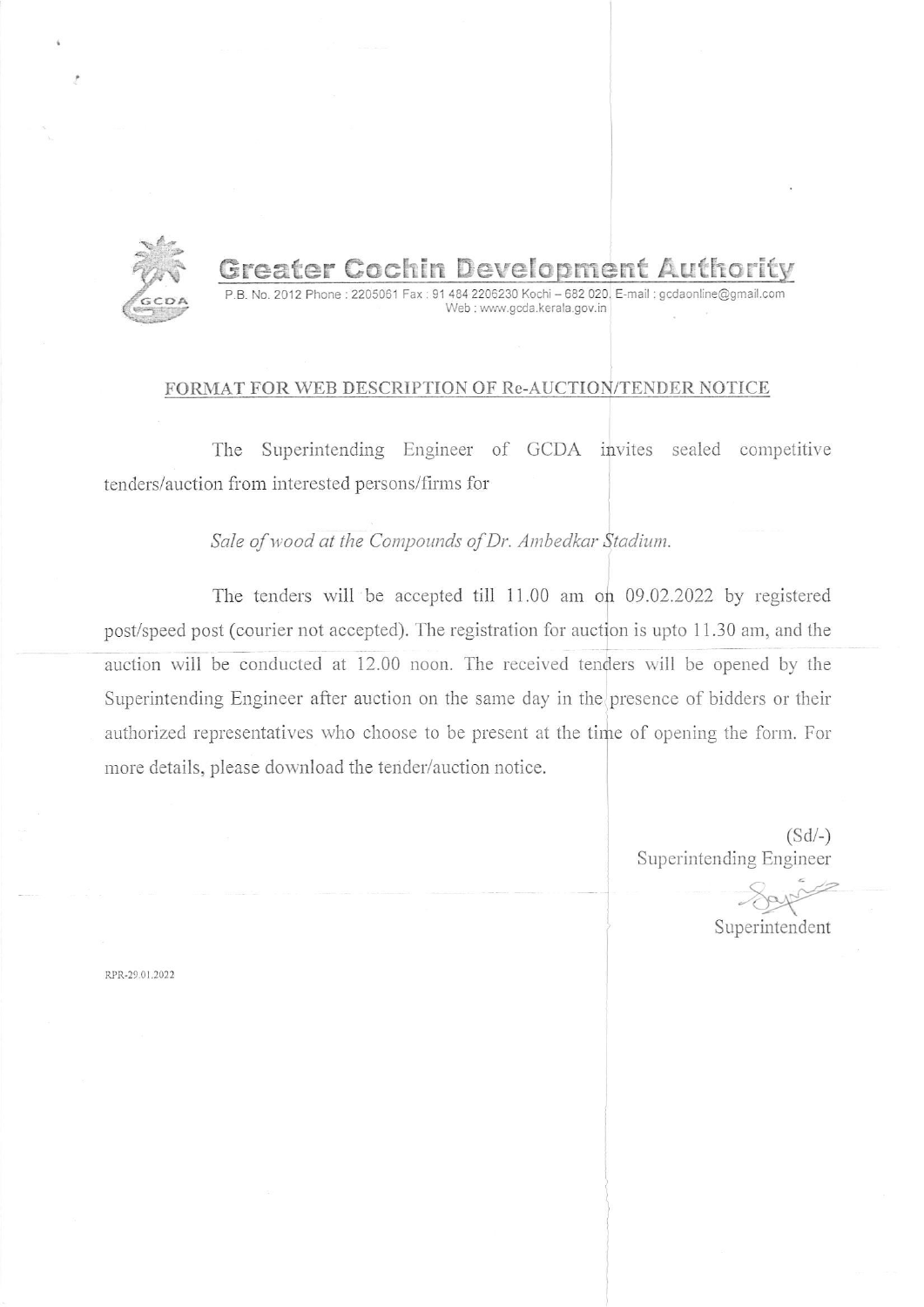# Greater Cochin Development Authority

P.B. No. 2012 Phone : 2205061 Fax : 91 484 2206230 Kochi – 682 020, E-mail : gcdaonline@gmail.com
Web : www.gcda.kerala.gov.in

## FORMAT FOR WEB DESCRIPTION OF Re-AUCTION/TENDER NOTICE

The Superintending Engineer of GCDA invites sealed competitive tenders/auction from interested persons/firms for

*Sale of wood at the Compounds of Dr. Ambedkar Stadium.*

The tenders will be accepted till 11.00 am on 09.02.2022 by registered post/speed post (courier not accepted). The registration for auction is upto 11.30 am, and the auction will be conducted at 12.00 noon. The received tenders will be opened by the Superintending Engineer after auction on the same day in the presence of bidders or their authorized representatives who choose to be present at the time of opening the form. For more details, please download the tender/auction notice.

(Sd/-)
Superintending Engineer

Superintendent

RPR-29.01.2022